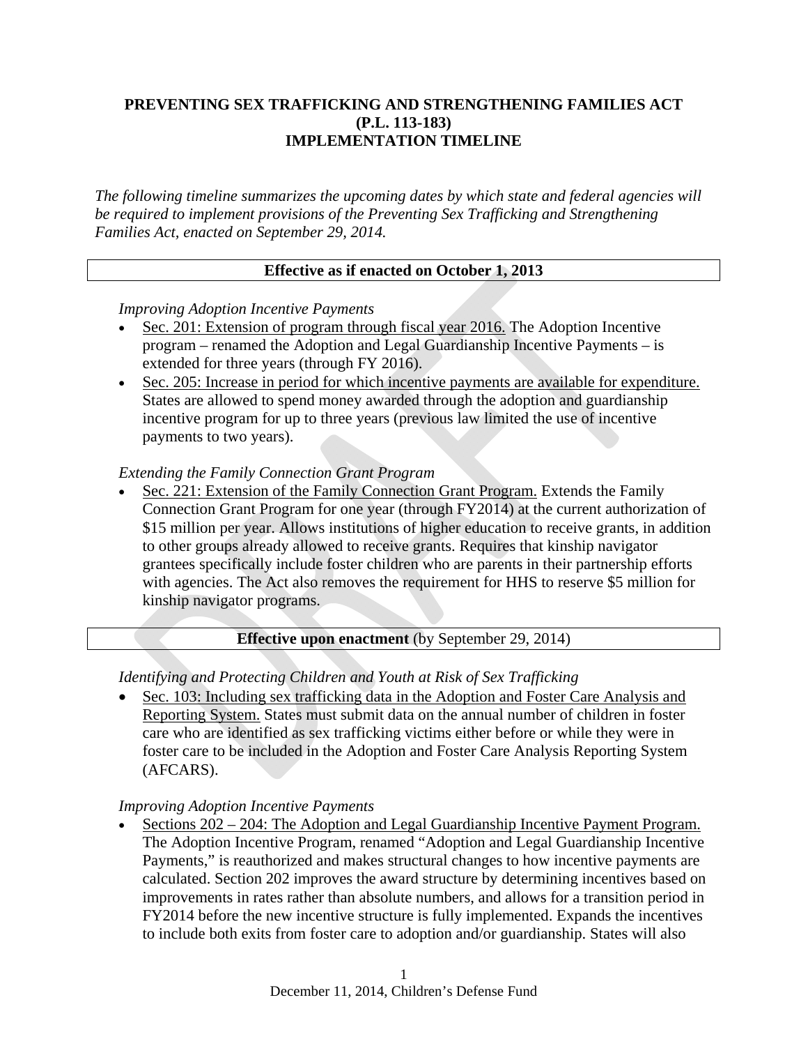# PREVENTING SEX TRAFFICKING AND STRENGTHENING FAMILIES ACT (P.L. 113-183) IMPLEMENTATION TIMELINE

*The following timeline summarizes the upcoming dates by which state and federal agencies will be required to implement provisions of the Preventing Sex Trafficking and Strengthening Families Act, enacted on September 29, 2014.*

## Effective as if enacted on October 1, 2013

*Improving Adoption Incentive Payments*

- Sec. 201: Extension of program through fiscal year 2016. The Adoption Incentive program – renamed the Adoption and Legal Guardianship Incentive Payments – is extended for three years (through FY 2016).
- Sec. 205: Increase in period for which incentive payments are available for expenditure. States are allowed to spend money awarded through the adoption and guardianship incentive program for up to three years (previous law limited the use of incentive payments to two years).

*Extending the Family Connection Grant Program*

- Sec. 221: Extension of the Family Connection Grant Program. Extends the Family Connection Grant Program for one year (through FY2014) at the current authorization of $15 million per year. Allows institutions of higher education to receive grants, in addition to other groups already allowed to receive grants. Requires that kinship navigator grantees specifically include foster children who are parents in their partnership efforts with agencies. The Act also removes the requirement for HHS to reserve $5 million for kinship navigator programs.

## Effective upon enactment (by September 29, 2014)

*Identifying and Protecting Children and Youth at Risk of Sex Trafficking*

- Sec. 103: Including sex trafficking data in the Adoption and Foster Care Analysis and Reporting System. States must submit data on the annual number of children in foster care who are identified as sex trafficking victims either before or while they were in foster care to be included in the Adoption and Foster Care Analysis Reporting System (AFCARS).

*Improving Adoption Incentive Payments*

- Sections 202 – 204: The Adoption and Legal Guardianship Incentive Payment Program. The Adoption Incentive Program, renamed "Adoption and Legal Guardianship Incentive Payments," is reauthorized and makes structural changes to how incentive payments are calculated. Section 202 improves the award structure by determining incentives based on improvements in rates rather than absolute numbers, and allows for a transition period in FY2014 before the new incentive structure is fully implemented. Expands the incentives to include both exits from foster care to adoption and/or guardianship. States will also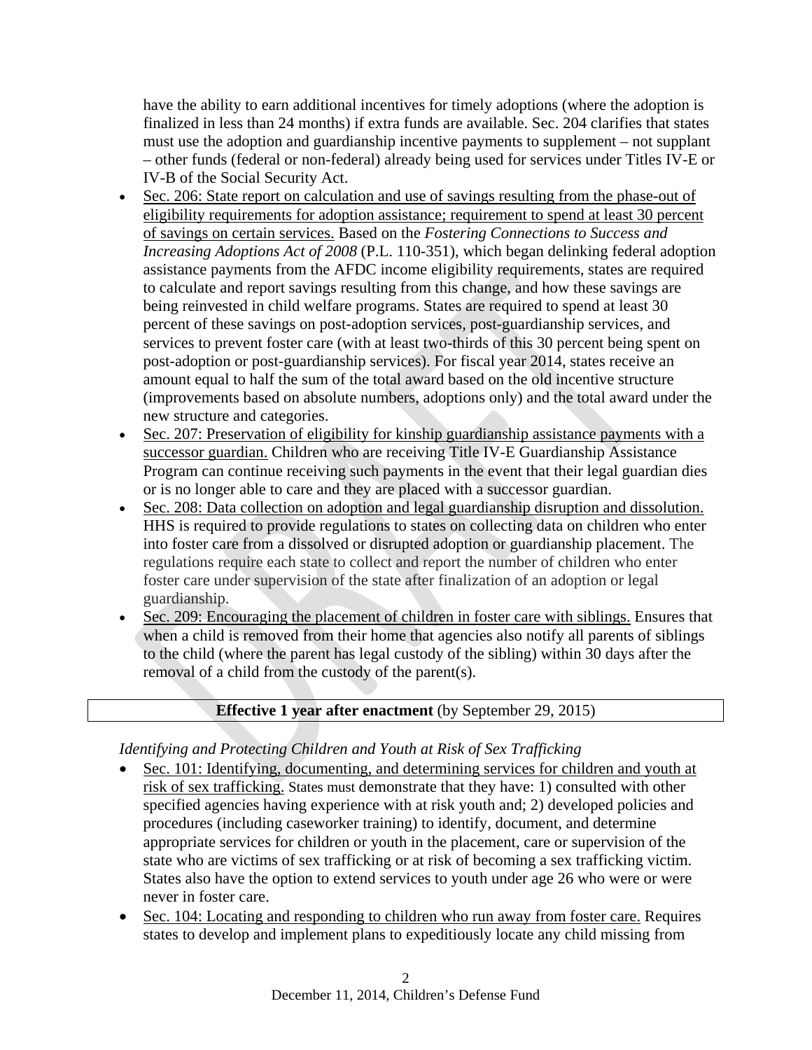have the ability to earn additional incentives for timely adoptions (where the adoption is finalized in less than 24 months) if extra funds are available. Sec. 204 clarifies that states must use the adoption and guardianship incentive payments to supplement – not supplant – other funds (federal or non-federal) already being used for services under Titles IV-E or IV-B of the Social Security Act.

- Sec. 206: State report on calculation and use of savings resulting from the phase-out of eligibility requirements for adoption assistance; requirement to spend at least 30 percent of savings on certain services. Based on the *Fostering Connections to Success and Increasing Adoptions Act of 2008* (P.L. 110-351), which began delinking federal adoption assistance payments from the AFDC income eligibility requirements, states are required to calculate and report savings resulting from this change, and how these savings are being reinvested in child welfare programs. States are required to spend at least 30 percent of these savings on post-adoption services, post-guardianship services, and services to prevent foster care (with at least two-thirds of this 30 percent being spent on post-adoption or post-guardianship services). For fiscal year 2014, states receive an amount equal to half the sum of the total award based on the old incentive structure (improvements based on absolute numbers, adoptions only) and the total award under the new structure and categories.
- Sec. 207: Preservation of eligibility for kinship guardianship assistance payments with a successor guardian. Children who are receiving Title IV-E Guardianship Assistance Program can continue receiving such payments in the event that their legal guardian dies or is no longer able to care and they are placed with a successor guardian.
- Sec. 208: Data collection on adoption and legal guardianship disruption and dissolution. HHS is required to provide regulations to states on collecting data on children who enter into foster care from a dissolved or disrupted adoption or guardianship placement. The regulations require each state to collect and report the number of children who enter foster care under supervision of the state after finalization of an adoption or legal guardianship.
- Sec. 209: Encouraging the placement of children in foster care with siblings. Ensures that when a child is removed from their home that agencies also notify all parents of siblings to the child (where the parent has legal custody of the sibling) within 30 days after the removal of a child from the custody of the parent(s).

**Effective 1 year after enactment** (by September 29, 2015)

*Identifying and Protecting Children and Youth at Risk of Sex Trafficking*

- Sec. 101: Identifying, documenting, and determining services for children and youth at risk of sex trafficking. States must demonstrate that they have: 1) consulted with other specified agencies having experience with at risk youth and; 2) developed policies and procedures (including caseworker training) to identify, document, and determine appropriate services for children or youth in the placement, care or supervision of the state who are victims of sex trafficking or at risk of becoming a sex trafficking victim. States also have the option to extend services to youth under age 26 who were or were never in foster care.
- Sec. 104: Locating and responding to children who run away from foster care. Requires states to develop and implement plans to expeditiously locate any child missing from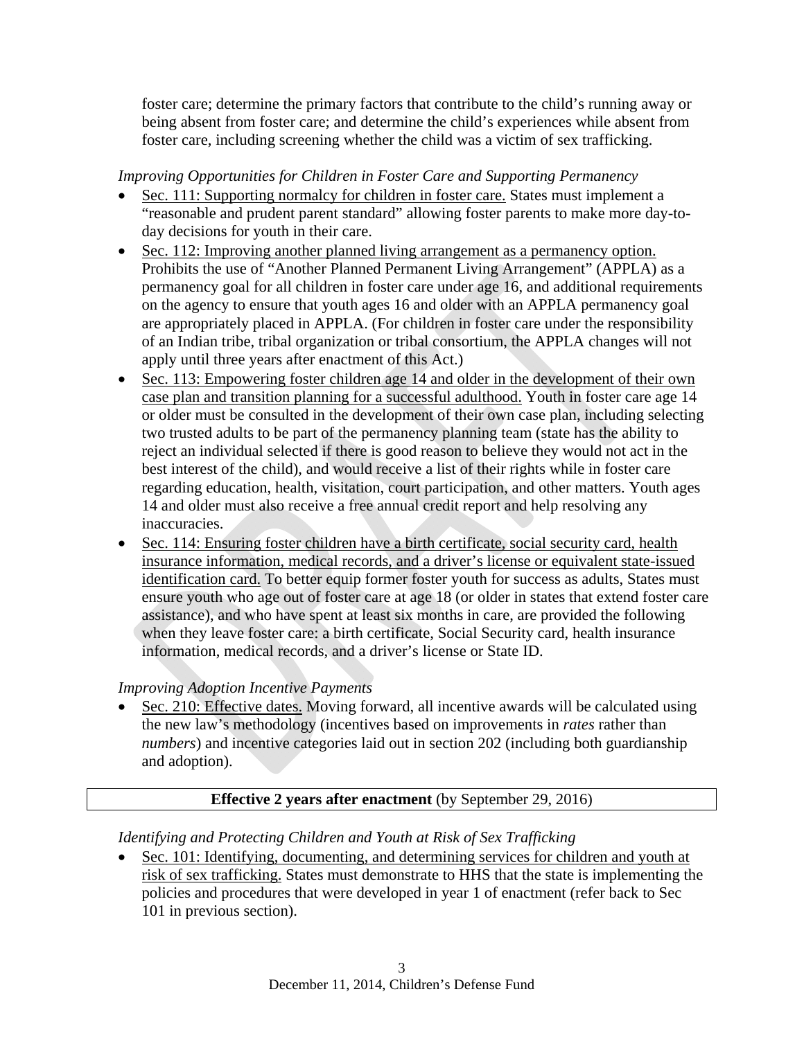foster care; determine the primary factors that contribute to the child's running away or being absent from foster care; and determine the child's experiences while absent from foster care, including screening whether the child was a victim of sex trafficking.

*Improving Opportunities for Children in Foster Care and Supporting Permanency*

- Sec. 111: Supporting normalcy for children in foster care. States must implement a "reasonable and prudent parent standard" allowing foster parents to make more day-to-day decisions for youth in their care.
- Sec. 112: Improving another planned living arrangement as a permanency option. Prohibits the use of "Another Planned Permanent Living Arrangement" (APPLA) as a permanency goal for all children in foster care under age 16, and additional requirements on the agency to ensure that youth ages 16 and older with an APPLA permanency goal are appropriately placed in APPLA. (For children in foster care under the responsibility of an Indian tribe, tribal organization or tribal consortium, the APPLA changes will not apply until three years after enactment of this Act.)
- Sec. 113: Empowering foster children age 14 and older in the development of their own case plan and transition planning for a successful adulthood. Youth in foster care age 14 or older must be consulted in the development of their own case plan, including selecting two trusted adults to be part of the permanency planning team (state has the ability to reject an individual selected if there is good reason to believe they would not act in the best interest of the child), and would receive a list of their rights while in foster care regarding education, health, visitation, court participation, and other matters. Youth ages 14 and older must also receive a free annual credit report and help resolving any inaccuracies.
- Sec. 114: Ensuring foster children have a birth certificate, social security card, health insurance information, medical records, and a driver's license or equivalent state-issued identification card. To better equip former foster youth for success as adults, States must ensure youth who age out of foster care at age 18 (or older in states that extend foster care assistance), and who have spent at least six months in care, are provided the following when they leave foster care: a birth certificate, Social Security card, health insurance information, medical records, and a driver's license or State ID.

*Improving Adoption Incentive Payments*

- Sec. 210: Effective dates. Moving forward, all incentive awards will be calculated using the new law's methodology (incentives based on improvements in *rates* rather than *numbers*) and incentive categories laid out in section 202 (including both guardianship and adoption).

| **Effective 2 years after enactment** (by September 29, 2016) |
|---|

*Identifying and Protecting Children and Youth at Risk of Sex Trafficking*

- Sec. 101: Identifying, documenting, and determining services for children and youth at risk of sex trafficking. States must demonstrate to HHS that the state is implementing the policies and procedures that were developed in year 1 of enactment (refer back to Sec 101 in previous section).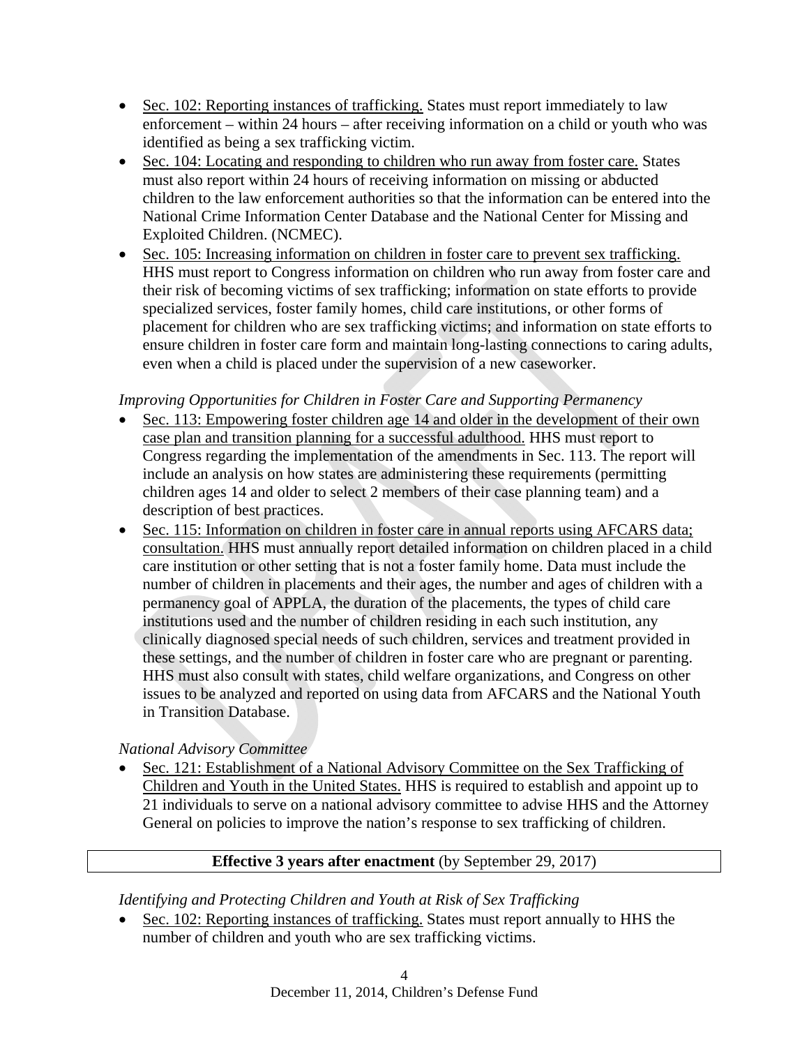- Sec. 102: Reporting instances of trafficking. States must report immediately to law enforcement – within 24 hours – after receiving information on a child or youth who was identified as being a sex trafficking victim.
- Sec. 104: Locating and responding to children who run away from foster care. States must also report within 24 hours of receiving information on missing or abducted children to the law enforcement authorities so that the information can be entered into the National Crime Information Center Database and the National Center for Missing and Exploited Children. (NCMEC).
- Sec. 105: Increasing information on children in foster care to prevent sex trafficking. HHS must report to Congress information on children who run away from foster care and their risk of becoming victims of sex trafficking; information on state efforts to provide specialized services, foster family homes, child care institutions, or other forms of placement for children who are sex trafficking victims; and information on state efforts to ensure children in foster care form and maintain long-lasting connections to caring adults, even when a child is placed under the supervision of a new caseworker.

*Improving Opportunities for Children in Foster Care and Supporting Permanency*

- Sec. 113: Empowering foster children age 14 and older in the development of their own case plan and transition planning for a successful adulthood. HHS must report to Congress regarding the implementation of the amendments in Sec. 113. The report will include an analysis on how states are administering these requirements (permitting children ages 14 and older to select 2 members of their case planning team) and a description of best practices.
- Sec. 115: Information on children in foster care in annual reports using AFCARS data; consultation. HHS must annually report detailed information on children placed in a child care institution or other setting that is not a foster family home. Data must include the number of children in placements and their ages, the number and ages of children with a permanency goal of APPLA, the duration of the placements, the types of child care institutions used and the number of children residing in each such institution, any clinically diagnosed special needs of such children, services and treatment provided in these settings, and the number of children in foster care who are pregnant or parenting. HHS must also consult with states, child welfare organizations, and Congress on other issues to be analyzed and reported on using data from AFCARS and the National Youth in Transition Database.

*National Advisory Committee*

- Sec. 121: Establishment of a National Advisory Committee on the Sex Trafficking of Children and Youth in the United States. HHS is required to establish and appoint up to 21 individuals to serve on a national advisory committee to advise HHS and the Attorney General on policies to improve the nation's response to sex trafficking of children.

**Effective 3 years after enactment** (by September 29, 2017)

*Identifying and Protecting Children and Youth at Risk of Sex Trafficking*

- Sec. 102: Reporting instances of trafficking. States must report annually to HHS the number of children and youth who are sex trafficking victims.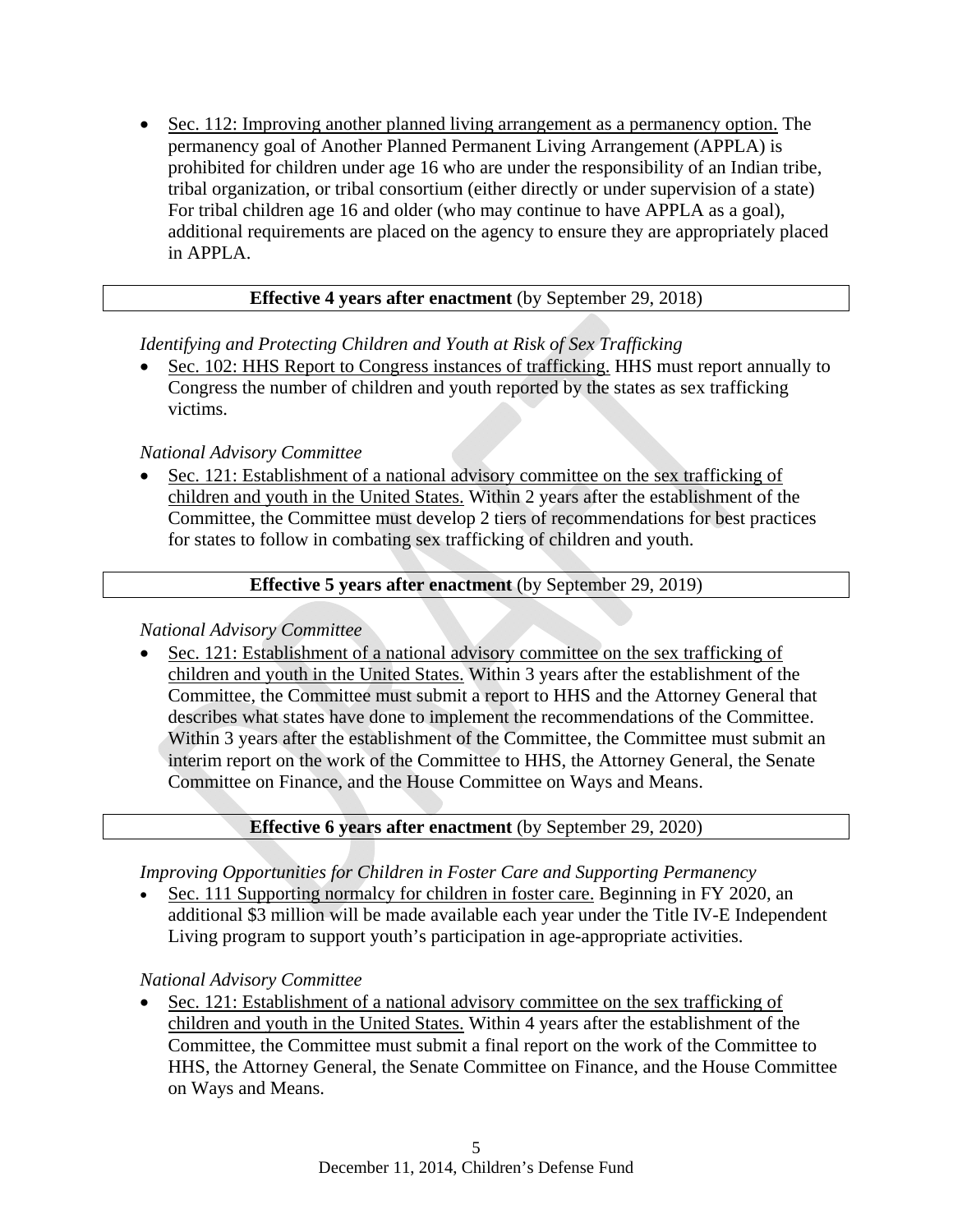- Sec. 112: Improving another planned living arrangement as a permanency option. The permanency goal of Another Planned Permanent Living Arrangement (APPLA) is prohibited for children under age 16 who are under the responsibility of an Indian tribe, tribal organization, or tribal consortium (either directly or under supervision of a state) For tribal children age 16 and older (who may continue to have APPLA as a goal), additional requirements are placed on the agency to ensure they are appropriately placed in APPLA.

| **Effective 4 years after enactment** (by September 29, 2018) |
|---|

*Identifying and Protecting Children and Youth at Risk of Sex Trafficking*

- Sec. 102: HHS Report to Congress instances of trafficking. HHS must report annually to Congress the number of children and youth reported by the states as sex trafficking victims.

*National Advisory Committee*

- Sec. 121: Establishment of a national advisory committee on the sex trafficking of children and youth in the United States. Within 2 years after the establishment of the Committee, the Committee must develop 2 tiers of recommendations for best practices for states to follow in combating sex trafficking of children and youth.

| **Effective 5 years after enactment** (by September 29, 2019) |
|---|

*National Advisory Committee*

- Sec. 121: Establishment of a national advisory committee on the sex trafficking of children and youth in the United States. Within 3 years after the establishment of the Committee, the Committee must submit a report to HHS and the Attorney General that describes what states have done to implement the recommendations of the Committee. Within 3 years after the establishment of the Committee, the Committee must submit an interim report on the work of the Committee to HHS, the Attorney General, the Senate Committee on Finance, and the House Committee on Ways and Means.

| **Effective 6 years after enactment** (by September 29, 2020) |
|---|

*Improving Opportunities for Children in Foster Care and Supporting Permanency*

- Sec. 111 Supporting normalcy for children in foster care. Beginning in FY 2020, an additional $3 million will be made available each year under the Title IV-E Independent Living program to support youth's participation in age-appropriate activities.

*National Advisory Committee*

- Sec. 121: Establishment of a national advisory committee on the sex trafficking of children and youth in the United States. Within 4 years after the establishment of the Committee, the Committee must submit a final report on the work of the Committee to HHS, the Attorney General, the Senate Committee on Finance, and the House Committee on Ways and Means.